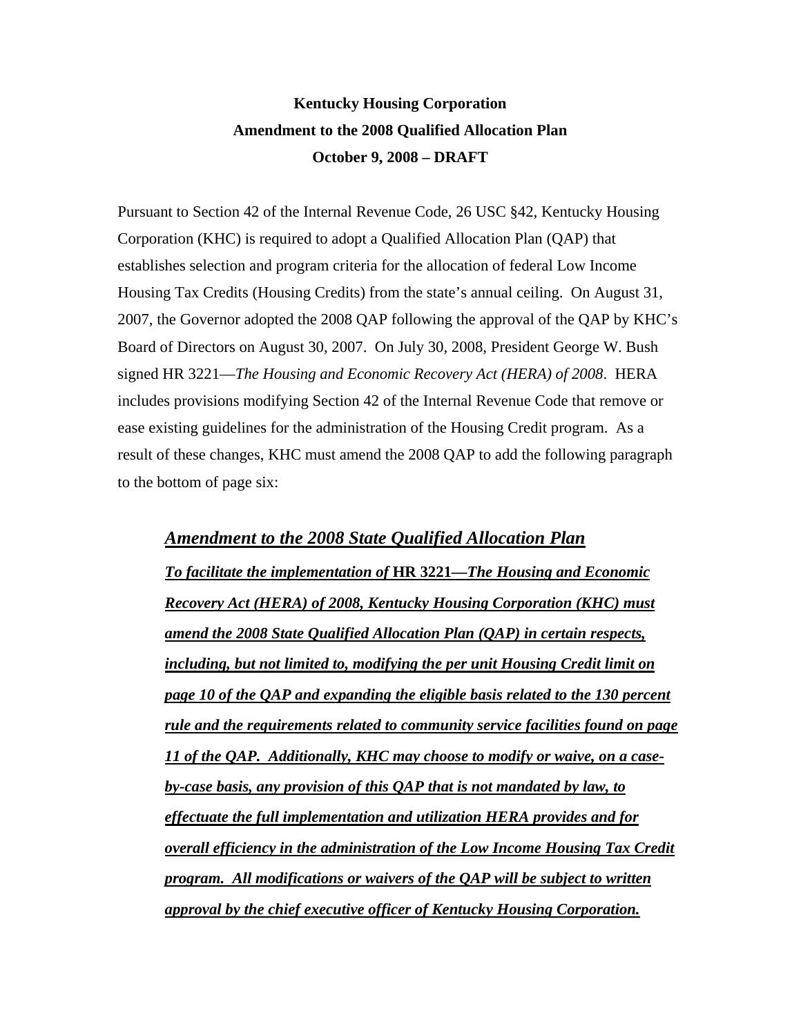**Kentucky Housing Corporation**
**Amendment to the 2008 Qualified Allocation Plan**
**October 9, 2008 – DRAFT**

Pursuant to Section 42 of the Internal Revenue Code, 26 USC §42, Kentucky Housing Corporation (KHC) is required to adopt a Qualified Allocation Plan (QAP) that establishes selection and program criteria for the allocation of federal Low Income Housing Tax Credits (Housing Credits) from the state's annual ceiling. On August 31, 2007, the Governor adopted the 2008 QAP following the approval of the QAP by KHC's Board of Directors on August 30, 2007. On July 30, 2008, President George W. Bush signed HR 3221—*The Housing and Economic Recovery Act (HERA) of 2008*. HERA includes provisions modifying Section 42 of the Internal Revenue Code that remove or ease existing guidelines for the administration of the Housing Credit program. As a result of these changes, KHC must amend the 2008 QAP to add the following paragraph to the bottom of page six:

> ***Amendment to the 2008 State Qualified Allocation Plan***
>
> ***To facilitate the implementation of* HR 3221—*The Housing and Economic Recovery Act (HERA) of 2008, Kentucky Housing Corporation (KHC) must amend the 2008 State Qualified Allocation Plan (QAP) in certain respects, including, but not limited to, modifying the per unit Housing Credit limit on page 10 of the QAP and expanding the eligible basis related to the 130 percent rule and the requirements related to community service facilities found on page 11 of the QAP. Additionally, KHC may choose to modify or waive, on a case-by-case basis, any provision of this QAP that is not mandated by law, to effectuate the full implementation and utilization HERA provides and for overall efficiency in the administration of the Low Income Housing Tax Credit program. All modifications or waivers of the QAP will be subject to written approval by the chief executive officer of Kentucky Housing Corporation.***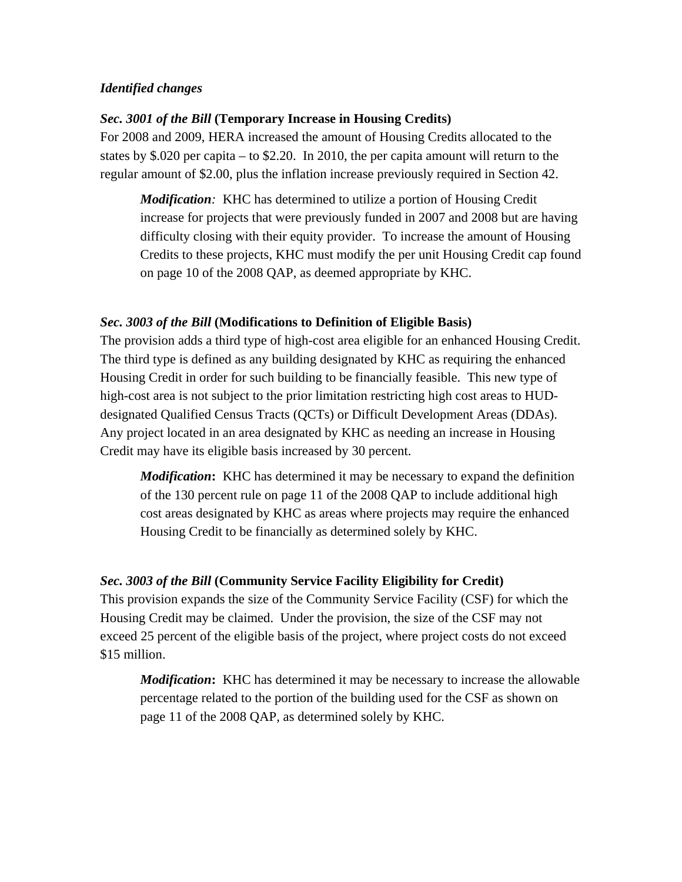***Identified changes***

***Sec. 3001 of the Bill*** **(Temporary Increase in Housing Credits)**
For 2008 and 2009, HERA increased the amount of Housing Credits allocated to the states by $.020 per capita – to $2.20. In 2010, the per capita amount will return to the regular amount of $2.00, plus the inflation increase previously required in Section 42.

> ***Modification****:* KHC has determined to utilize a portion of Housing Credit increase for projects that were previously funded in 2007 and 2008 but are having difficulty closing with their equity provider. To increase the amount of Housing Credits to these projects, KHC must modify the per unit Housing Credit cap found on page 10 of the 2008 QAP, as deemed appropriate by KHC.

***Sec. 3003 of the Bill*** **(Modifications to Definition of Eligible Basis)**
The provision adds a third type of high-cost area eligible for an enhanced Housing Credit. The third type is defined as any building designated by KHC as requiring the enhanced Housing Credit in order for such building to be financially feasible. This new type of high-cost area is not subject to the prior limitation restricting high cost areas to HUD-designated Qualified Census Tracts (QCTs) or Difficult Development Areas (DDAs). Any project located in an area designated by KHC as needing an increase in Housing Credit may have its eligible basis increased by 30 percent.

> ***Modification*****:** KHC has determined it may be necessary to expand the definition of the 130 percent rule on page 11 of the 2008 QAP to include additional high cost areas designated by KHC as areas where projects may require the enhanced Housing Credit to be financially as determined solely by KHC.

***Sec. 3003 of the Bill*** **(Community Service Facility Eligibility for Credit)**
This provision expands the size of the Community Service Facility (CSF) for which the Housing Credit may be claimed. Under the provision, the size of the CSF may not exceed 25 percent of the eligible basis of the project, where project costs do not exceed $15 million.

> ***Modification*****:** KHC has determined it may be necessary to increase the allowable percentage related to the portion of the building used for the CSF as shown on page 11 of the 2008 QAP, as determined solely by KHC.